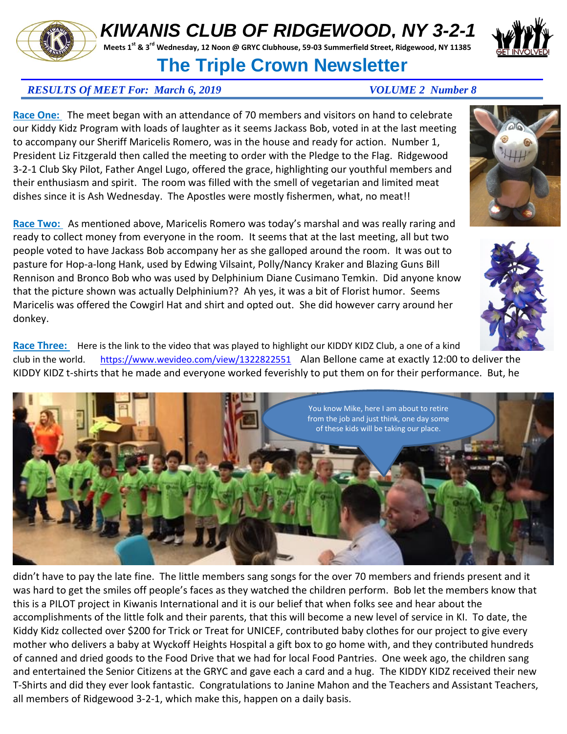# KIWANIS CLUB OF RIDGEWOOD, NY 3-2-1

**Meets 1st & 3rd Wednesday, 12 Noon @ GRYC Clubhouse, 59-03 Summerfield Street, Ridgewood, NY 11385**

## The Triple Crown Newsletter

***RESULTS Of MEET For: March 6, 2019*** ***VOLUME 2 Number 8***

**Race One:** The meet began with an attendance of 70 members and visitors on hand to celebrate our Kiddy Kidz Program with loads of laughter as it seems Jackass Bob, voted in at the last meeting to accompany our Sheriff Maricelis Romero, was in the house and ready for action. Number 1, President Liz Fitzgerald then called the meeting to order with the Pledge to the Flag. Ridgewood 3-2-1 Club Sky Pilot, Father Angel Lugo, offered the grace, highlighting our youthful members and their enthusiasm and spirit. The room was filled with the smell of vegetarian and limited meat dishes since it is Ash Wednesday. The Apostles were mostly fishermen, what, no meat!!

**Race Two:** As mentioned above, Maricelis Romero was today's marshal and was really raring and ready to collect money from everyone in the room. It seems that at the last meeting, all but two people voted to have Jackass Bob accompany her as she galloped around the room. It was out to pasture for Hop-a-long Hank, used by Edwing Vilsaint, Polly/Nancy Kraker and Blazing Guns Bill Rennison and Bronco Bob who was used by Delphinium Diane Cusimano Temkin. Did anyone know that the picture shown was actually Delphinium?? Ah yes, it was a bit of Florist humor. Seems Maricelis was offered the Cowgirl Hat and shirt and opted out. She did however carry around her donkey.

**Race Three:** Here is the link to the video that was played to highlight our KIDDY KIDZ Club, a one of a kind club in the world. https://www.wevideo.com/view/1322822551 Alan Bellone came at exactly 12:00 to deliver the KIDDY KIDZ t-shirts that he made and everyone worked feverishly to put them on for their performance. But, he didn't have to pay the late fine. The little members sang songs for the over 70 members and friends present and it was hard to get the smiles off people's faces as they watched the children perform. Bob let the members know that this is a PILOT project in Kiwanis International and it is our belief that when folks see and hear about the accomplishments of the little folk and their parents, that this will become a new level of service in KI. To date, the Kiddy Kidz collected over $200 for Trick or Treat for UNICEF, contributed baby clothes for our project to give every mother who delivers a baby at Wyckoff Heights Hospital a gift box to go home with, and they contributed hundreds of canned and dried goods to the Food Drive that we had for local Food Pantries. One week ago, the children sang and entertained the Senior Citizens at the GRYC and gave each a card and a hug. The KIDDY KIDZ received their new T-Shirts and did they ever look fantastic. Congratulations to Janine Mahon and the Teachers and Assistant Teachers, all members of Ridgewood 3-2-1, which make this, happen on a daily basis.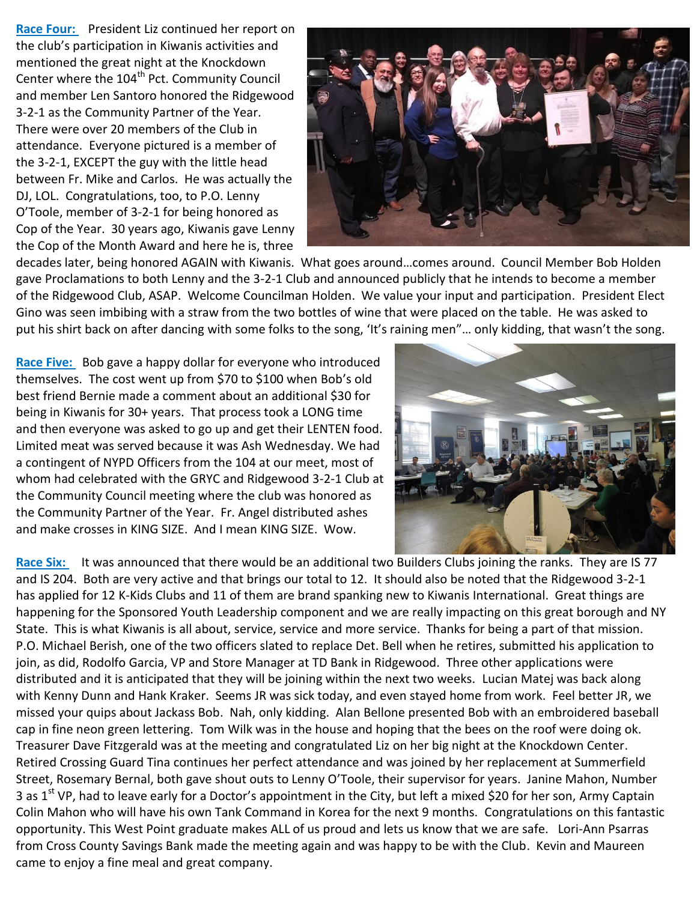**Race Four:** President Liz continued her report on the club's participation in Kiwanis activities and mentioned the great night at the Knockdown Center where the 104th Pct. Community Council and member Len Santoro honored the Ridgewood 3-2-1 as the Community Partner of the Year. There were over 20 members of the Club in attendance. Everyone pictured is a member of the 3-2-1, EXCEPT the guy with the little head between Fr. Mike and Carlos. He was actually the DJ, LOL. Congratulations, too, to P.O. Lenny O'Toole, member of 3-2-1 for being honored as Cop of the Year. 30 years ago, Kiwanis gave Lenny the Cop of the Month Award and here he is, three decades later, being honored AGAIN with Kiwanis. What goes around…comes around. Council Member Bob Holden gave Proclamations to both Lenny and the 3-2-1 Club and announced publicly that he intends to become a member of the Ridgewood Club, ASAP. Welcome Councilman Holden. We value your input and participation. President Elect Gino was seen imbibing with a straw from the two bottles of wine that were placed on the table. He was asked to put his shirt back on after dancing with some folks to the song, 'It's raining men"… only kidding, that wasn't the song.

**Race Five:** Bob gave a happy dollar for everyone who introduced themselves. The cost went up from $70 to $100 when Bob's old best friend Bernie made a comment about an additional $30 for being in Kiwanis for 30+ years. That process took a LONG time and then everyone was asked to go up and get their LENTEN food. Limited meat was served because it was Ash Wednesday. We had a contingent of NYPD Officers from the 104 at our meet, most of whom had celebrated with the GRYC and Ridgewood 3-2-1 Club at the Community Council meeting where the club was honored as the Community Partner of the Year. Fr. Angel distributed ashes and make crosses in KING SIZE. And I mean KING SIZE. Wow.

**Race Six:** It was announced that there would be an additional two Builders Clubs joining the ranks. They are IS 77 and IS 204. Both are very active and that brings our total to 12. It should also be noted that the Ridgewood 3-2-1 has applied for 12 K-Kids Clubs and 11 of them are brand spanking new to Kiwanis International. Great things are happening for the Sponsored Youth Leadership component and we are really impacting on this great borough and NY State. This is what Kiwanis is all about, service, service and more service. Thanks for being a part of that mission. P.O. Michael Berish, one of the two officers slated to replace Det. Bell when he retires, submitted his application to join, as did, Rodolfo Garcia, VP and Store Manager at TD Bank in Ridgewood. Three other applications were distributed and it is anticipated that they will be joining within the next two weeks. Lucian Matej was back along with Kenny Dunn and Hank Kraker. Seems JR was sick today, and even stayed home from work. Feel better JR, we missed your quips about Jackass Bob. Nah, only kidding. Alan Bellone presented Bob with an embroidered baseball cap in fine neon green lettering. Tom Wilk was in the house and hoping that the bees on the roof were doing ok. Treasurer Dave Fitzgerald was at the meeting and congratulated Liz on her big night at the Knockdown Center. Retired Crossing Guard Tina continues her perfect attendance and was joined by her replacement at Summerfield Street, Rosemary Bernal, both gave shout outs to Lenny O'Toole, their supervisor for years. Janine Mahon, Number 3 as 1st VP, had to leave early for a Doctor's appointment in the City, but left a mixed $20 for her son, Army Captain Colin Mahon who will have his own Tank Command in Korea for the next 9 months. Congratulations on this fantastic opportunity. This West Point graduate makes ALL of us proud and lets us know that we are safe. Lori-Ann Psarras from Cross County Savings Bank made the meeting again and was happy to be with the Club. Kevin and Maureen came to enjoy a fine meal and great company.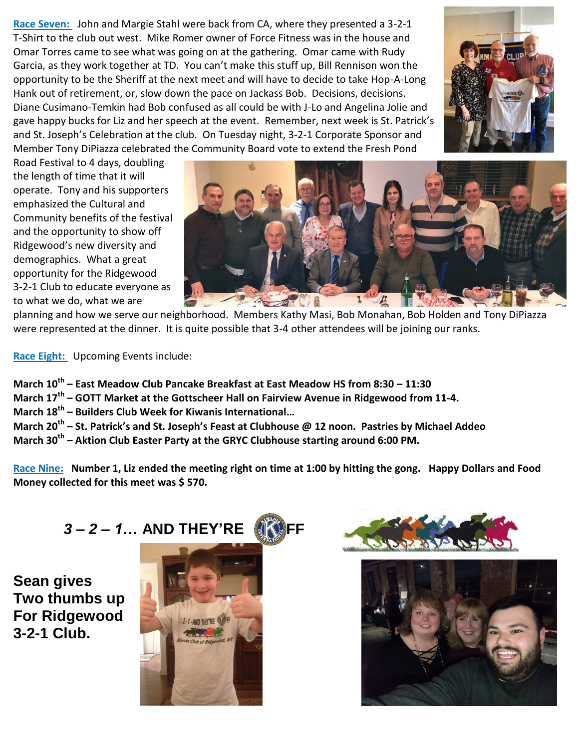**Race Seven:** John and Margie Stahl were back from CA, where they presented a 3-2-1 T-Shirt to the club out west. Mike Romer owner of Force Fitness was in the house and Omar Torres came to see what was going on at the gathering. Omar came with Rudy Garcia, as they work together at TD. You can't make this stuff up, Bill Rennison won the opportunity to be the Sheriff at the next meet and will have to decide to take Hop-A-Long Hank out of retirement, or, slow down the pace on Jackass Bob. Decisions, decisions. Diane Cusimano-Temkin had Bob confused as all could be with J-Lo and Angelina Jolie and gave happy bucks for Liz and her speech at the event. Remember, next week is St. Patrick's and St. Joseph's Celebration at the club. On Tuesday night, 3-2-1 Corporate Sponsor and Member Tony DiPiazza celebrated the Community Board vote to extend the Fresh Pond Road Festival to 4 days, doubling the length of time that it will operate. Tony and his supporters emphasized the Cultural and Community benefits of the festival and the opportunity to show off Ridgewood's new diversity and demographics. What a great opportunity for the Ridgewood 3-2-1 Club to educate everyone as to what we do, what we are planning and how we serve our neighborhood. Members Kathy Masi, Bob Monahan, Bob Holden and Tony DiPiazza were represented at the dinner. It is quite possible that 3-4 other attendees will be joining our ranks.

**Race Eight:** Upcoming Events include:

**March 10th – East Meadow Club Pancake Breakfast at East Meadow HS from 8:30 – 11:30**
**March 17th – GOTT Market at the Gottscheer Hall on Fairview Avenue in Ridgewood from 11-4.**
**March 18th – Builders Club Week for Kiwanis International…**
**March 20th – St. Patrick's and St. Joseph's Feast at Clubhouse @ 12 noon. Pastries by Michael Addeo**
**March 30th – Aktion Club Easter Party at the GRYC Clubhouse starting around 6:00 PM.**

**Race Nine:** **Number 1, Liz ended the meeting right on time at 1:00 by hitting the gong. Happy Dollars and Food Money collected for this meet was $ 570.**

***3 – 2 – 1…* AND THEY'RE OFF**

**Sean gives Two thumbs up For Ridgewood 3-2-1 Club.**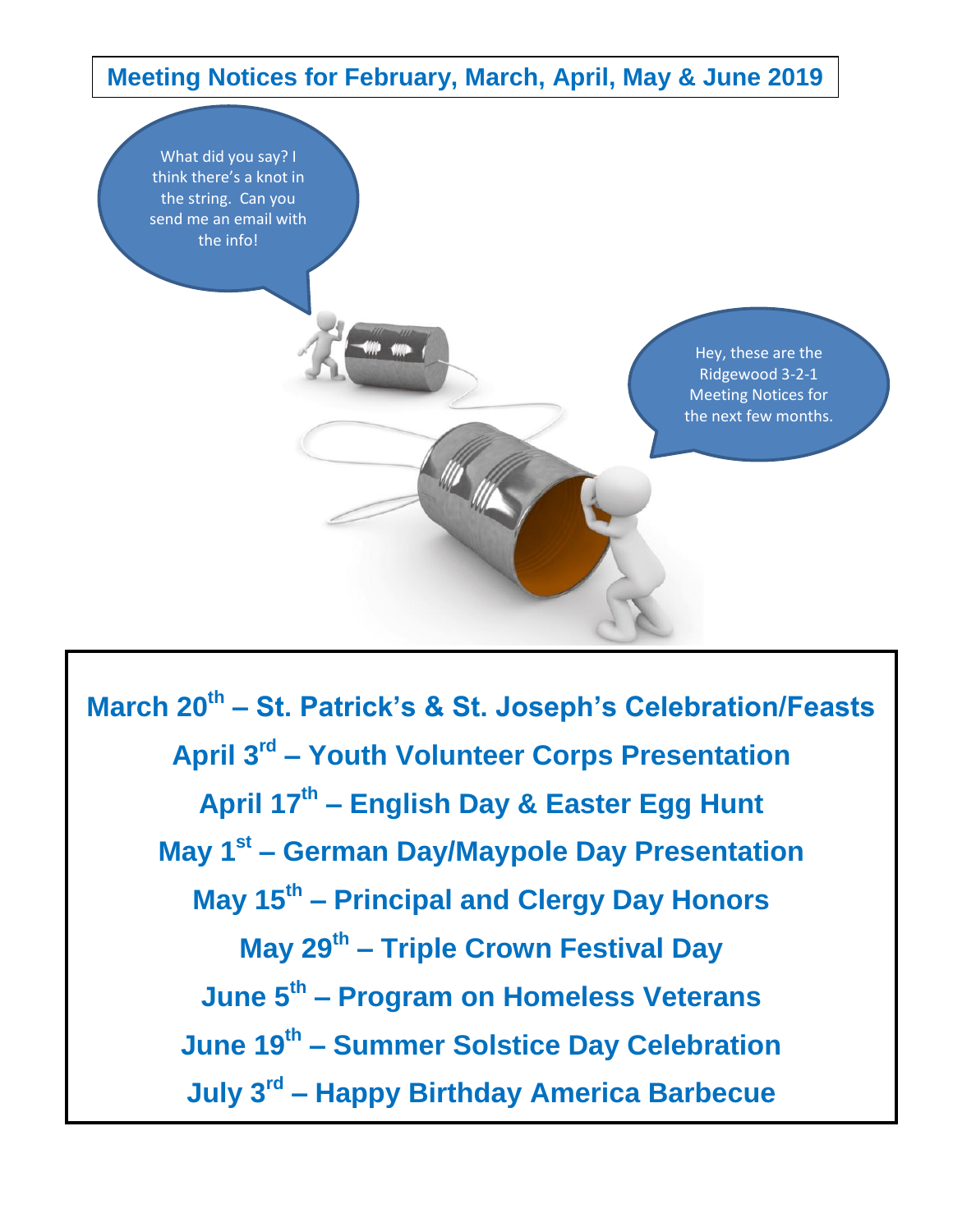# Meeting Notices for February, March, April, May & June 2019

What did you say? I think there's a knot in the string. Can you send me an email with the info!

Hey, these are the Ridgewood 3-2-1 Meeting Notices for the next few months.

**March 20th – St. Patrick's & St. Joseph's Celebration/Feasts**

**April 3rd – Youth Volunteer Corps Presentation**

**April 17th – English Day & Easter Egg Hunt**

**May 1st – German Day/Maypole Day Presentation**

**May 15th – Principal and Clergy Day Honors**

**May 29th – Triple Crown Festival Day**

**June 5th – Program on Homeless Veterans**

**June 19th – Summer Solstice Day Celebration**

**July 3rd – Happy Birthday America Barbecue**